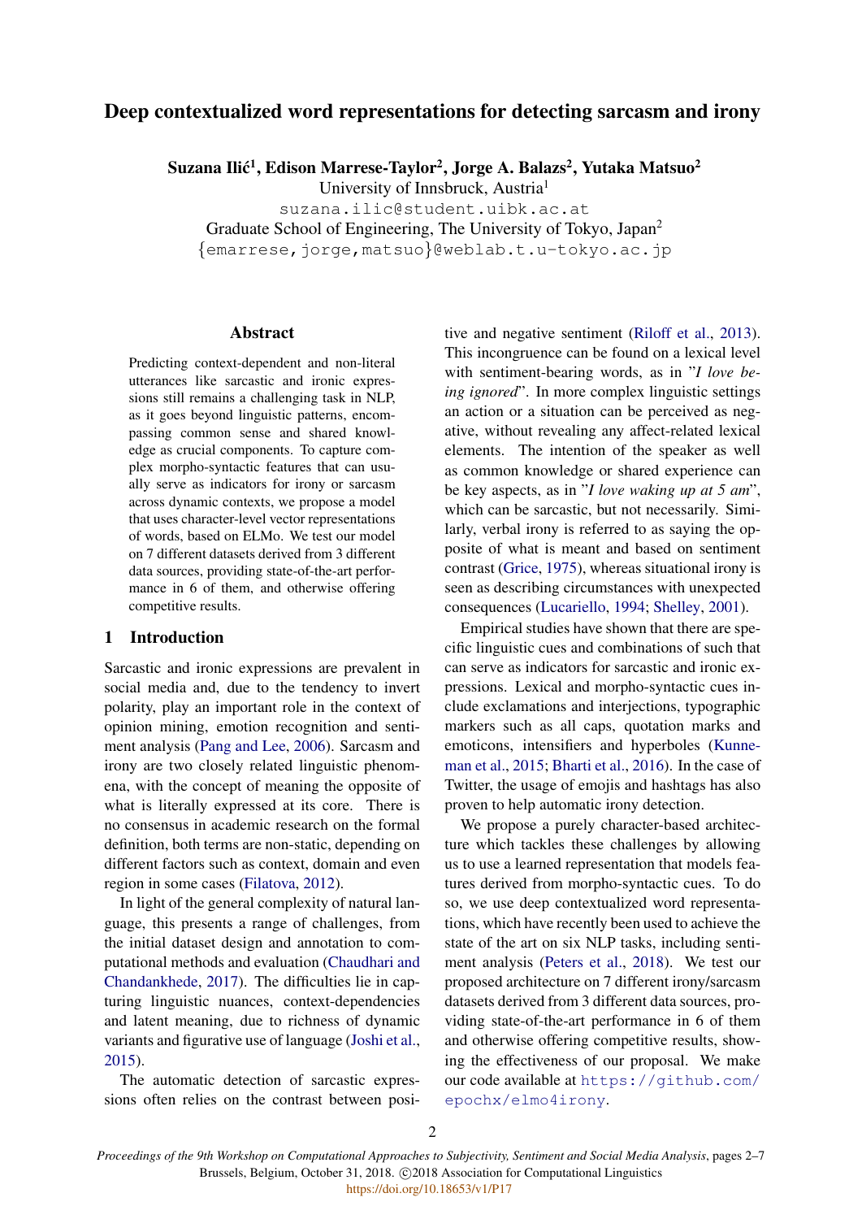# Deep contextualized word representations for detecting sarcasm and irony

**Suzana Ilić[1], Edison Marrese-Taylor[2], Jorge A. Balazs[2], Yutaka Matsuo[2]**
University of Innsbruck, Austria[1]
suzana.ilic@student.uibk.ac.at
Graduate School of Engineering, The University of Tokyo, Japan[2]
{emarrese,jorge,matsuo}@weblab.t.u-tokyo.ac.jp

## Abstract

Predicting context-dependent and non-literal utterances like sarcastic and ironic expressions still remains a challenging task in NLP, as it goes beyond linguistic patterns, encompassing common sense and shared knowledge as crucial components. To capture complex morpho-syntactic features that can usually serve as indicators for irony or sarcasm across dynamic contexts, we propose a model that uses character-level vector representations of words, based on ELMo. We test our model on 7 different datasets derived from 3 different data sources, providing state-of-the-art performance in 6 of them, and otherwise offering competitive results.

## 1 Introduction

Sarcastic and ironic expressions are prevalent in social media and, due to the tendency to invert polarity, play an important role in the context of opinion mining, emotion recognition and sentiment analysis (Pang and Lee, 2006). Sarcasm and irony are two closely related linguistic phenomena, with the concept of meaning the opposite of what is literally expressed at its core. There is no consensus in academic research on the formal definition, both terms are non-static, depending on different factors such as context, domain and even region in some cases (Filatova, 2012).

In light of the general complexity of natural language, this presents a range of challenges, from the initial dataset design and annotation to computational methods and evaluation (Chaudhari and Chandankhede, 2017). The difficulties lie in capturing linguistic nuances, context-dependencies and latent meaning, due to richness of dynamic variants and figurative use of language (Joshi et al., 2015).

The automatic detection of sarcastic expressions often relies on the contrast between positive and negative sentiment (Riloff et al., 2013). This incongruence can be found on a lexical level with sentiment-bearing words, as in "*I love being ignored*". In more complex linguistic settings an action or a situation can be perceived as negative, without revealing any affect-related lexical elements. The intention of the speaker as well as common knowledge or shared experience can be key aspects, as in "*I love waking up at 5 am*", which can be sarcastic, but not necessarily. Similarly, verbal irony is referred to as saying the opposite of what is meant and based on sentiment contrast (Grice, 1975), whereas situational irony is seen as describing circumstances with unexpected consequences (Lucariello, 1994; Shelley, 2001).

Empirical studies have shown that there are specific linguistic cues and combinations of such that can serve as indicators for sarcastic and ironic expressions. Lexical and morpho-syntactic cues include exclamations and interjections, typographic markers such as all caps, quotation marks and emoticons, intensifiers and hyperboles (Kunneman et al., 2015; Bharti et al., 2016). In the case of Twitter, the usage of emojis and hashtags has also proven to help automatic irony detection.

We propose a purely character-based architecture which tackles these challenges by allowing us to use a learned representation that models features derived from morpho-syntactic cues. To do so, we use deep contextualized word representations, which have recently been used to achieve the state of the art on six NLP tasks, including sentiment analysis (Peters et al., 2018). We test our proposed architecture on 7 different irony/sarcasm datasets derived from 3 different data sources, providing state-of-the-art performance in 6 of them and otherwise offering competitive results, showing the effectiveness of our proposal. We make our code available at https://github.com/epochx/elmo4irony.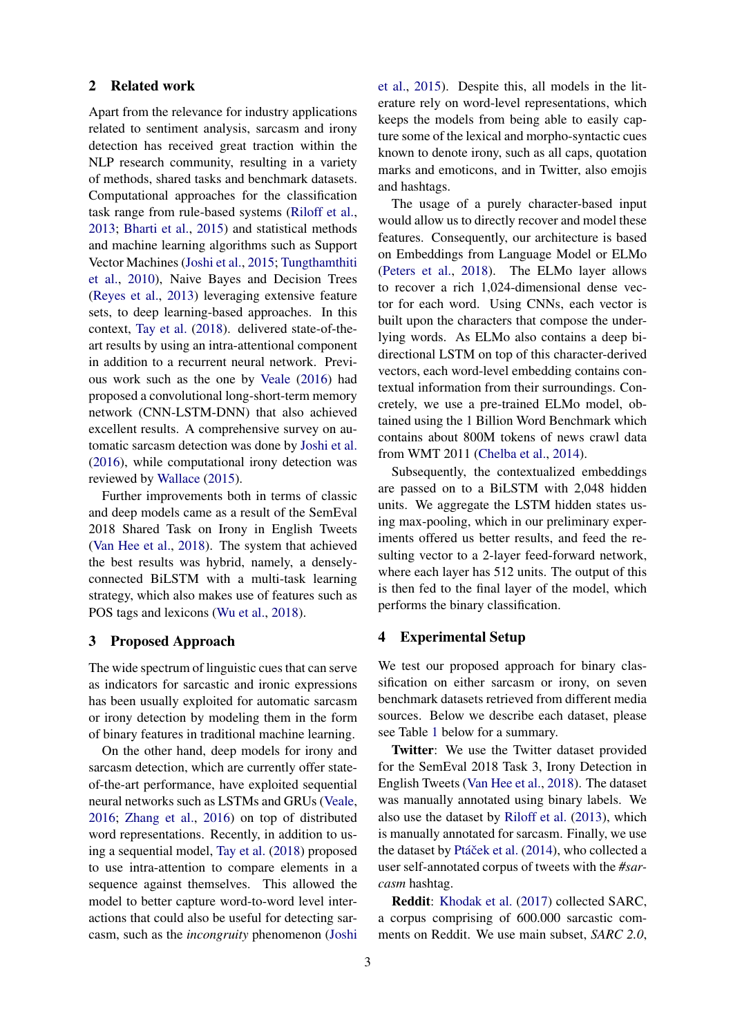## 2 Related work

Apart from the relevance for industry applications related to sentiment analysis, sarcasm and irony detection has received great traction within the NLP research community, resulting in a variety of methods, shared tasks and benchmark datasets. Computational approaches for the classification task range from rule-based systems (Riloff et al., 2013; Bharti et al., 2015) and statistical methods and machine learning algorithms such as Support Vector Machines (Joshi et al., 2015; Tungthamthiti et al., 2010), Naive Bayes and Decision Trees (Reyes et al., 2013) leveraging extensive feature sets, to deep learning-based approaches. In this context, Tay et al. (2018). delivered state-of-the-art results by using an intra-attentional component in addition to a recurrent neural network. Previous work such as the one by Veale (2016) had proposed a convolutional long-short-term memory network (CNN-LSTM-DNN) that also achieved excellent results. A comprehensive survey on automatic sarcasm detection was done by Joshi et al. (2016), while computational irony detection was reviewed by Wallace (2015).

Further improvements both in terms of classic and deep models came as a result of the SemEval 2018 Shared Task on Irony in English Tweets (Van Hee et al., 2018). The system that achieved the best results was hybrid, namely, a densely-connected BiLSTM with a multi-task learning strategy, which also makes use of features such as POS tags and lexicons (Wu et al., 2018).

## 3 Proposed Approach

The wide spectrum of linguistic cues that can serve as indicators for sarcastic and ironic expressions has been usually exploited for automatic sarcasm or irony detection by modeling them in the form of binary features in traditional machine learning.

On the other hand, deep models for irony and sarcasm detection, which are currently offer state-of-the-art performance, have exploited sequential neural networks such as LSTMs and GRUs (Veale, 2016; Zhang et al., 2016) on top of distributed word representations. Recently, in addition to using a sequential model, Tay et al. (2018) proposed to use intra-attention to compare elements in a sequence against themselves. This allowed the model to better capture word-to-word level interactions that could also be useful for detecting sarcasm, such as the *incongruity* phenomenon (Joshi et al., 2015). Despite this, all models in the literature rely on word-level representations, which keeps the models from being able to easily capture some of the lexical and morpho-syntactic cues known to denote irony, such as all caps, quotation marks and emoticons, and in Twitter, also emojis and hashtags.

The usage of a purely character-based input would allow us to directly recover and model these features. Consequently, our architecture is based on Embeddings from Language Model or ELMo (Peters et al., 2018). The ELMo layer allows to recover a rich 1,024-dimensional dense vector for each word. Using CNNs, each vector is built upon the characters that compose the underlying words. As ELMo also contains a deep bi-directional LSTM on top of this character-derived vectors, each word-level embedding contains contextual information from their surroundings. Concretely, we use a pre-trained ELMo model, obtained using the 1 Billion Word Benchmark which contains about 800M tokens of news crawl data from WMT 2011 (Chelba et al., 2014).

Subsequently, the contextualized embeddings are passed on to a BiLSTM with 2,048 hidden units. We aggregate the LSTM hidden states using max-pooling, which in our preliminary experiments offered us better results, and feed the resulting vector to a 2-layer feed-forward network, where each layer has 512 units. The output of this is then fed to the final layer of the model, which performs the binary classification.

## 4 Experimental Setup

We test our proposed approach for binary classification on either sarcasm or irony, on seven benchmark datasets retrieved from different media sources. Below we describe each dataset, please see Table 1 below for a summary.

**Twitter**: We use the Twitter dataset provided for the SemEval 2018 Task 3, Irony Detection in English Tweets (Van Hee et al., 2018). The dataset was manually annotated using binary labels. We also use the dataset by Riloff et al. (2013), which is manually annotated for sarcasm. Finally, we use the dataset by Ptáček et al. (2014), who collected a user self-annotated corpus of tweets with the *#sarcasm* hashtag.

**Reddit**: Khodak et al. (2017) collected SARC, a corpus comprising of 600.000 sarcastic comments on Reddit. We use main subset, *SARC 2.0*,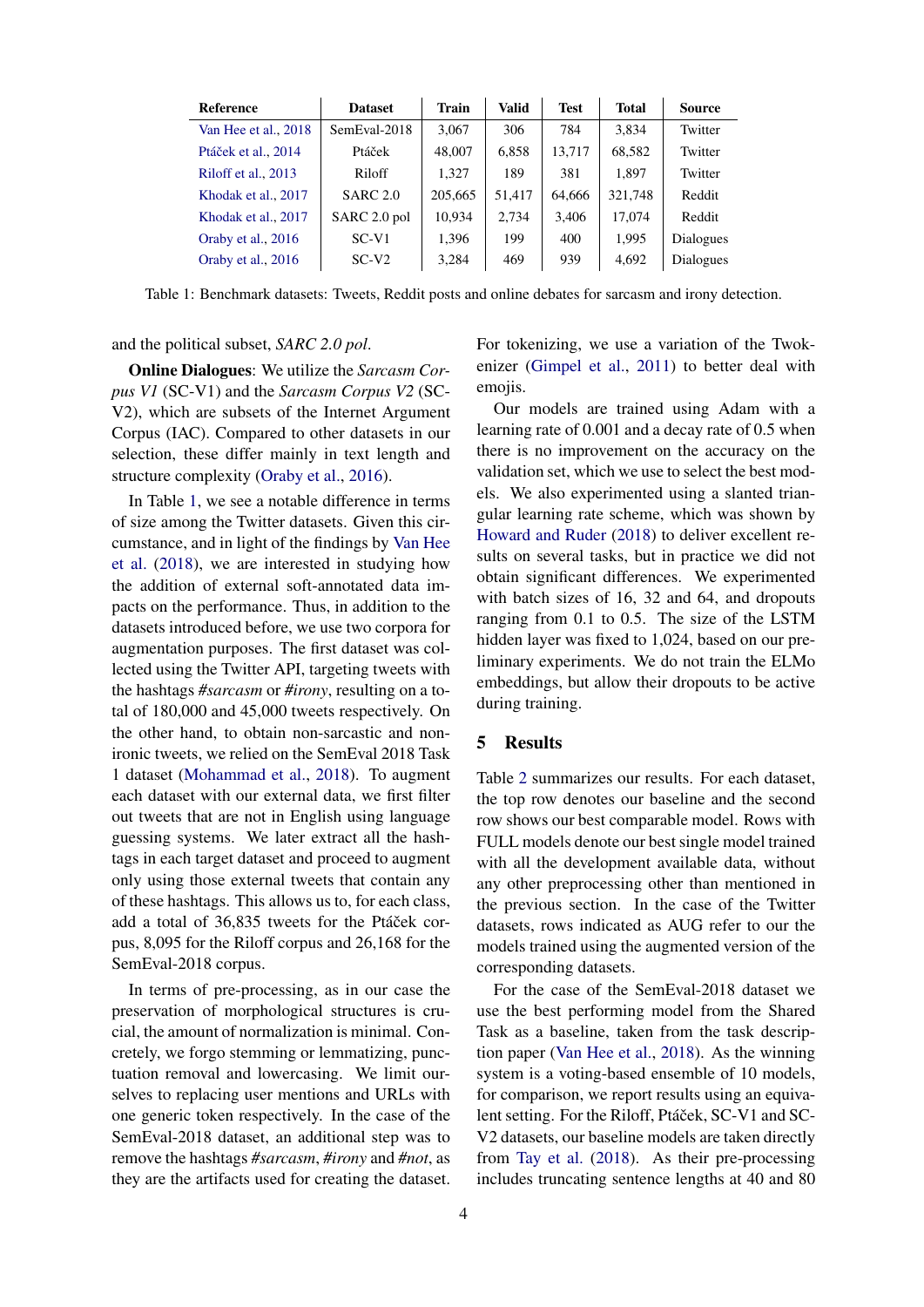| Reference | Dataset | Train | Valid | Test | Total | Source |
|---|---|---|---|---|---|---|
| Van Hee et al., 2018 | SemEval-2018 | 3,067 | 306 | 784 | 3,834 | Twitter |
| Ptáček et al., 2014 | Ptáček | 48,007 | 6,858 | 13,717 | 68,582 | Twitter |
| Riloff et al., 2013 | Riloff | 1,327 | 189 | 381 | 1,897 | Twitter |
| Khodak et al., 2017 | SARC 2.0 | 205,665 | 51,417 | 64,666 | 321,748 | Reddit |
| Khodak et al., 2017 | SARC 2.0 pol | 10,934 | 2,734 | 3,406 | 17,074 | Reddit |
| Oraby et al., 2016 | SC-V1 | 1,396 | 199 | 400 | 1,995 | Dialogues |
| Oraby et al., 2016 | SC-V2 | 3,284 | 469 | 939 | 4,692 | Dialogues |

Table 1: Benchmark datasets: Tweets, Reddit posts and online debates for sarcasm and irony detection.

and the political subset, *SARC 2.0 pol*.

**Online Dialogues**: We utilize the *Sarcasm Corpus V1* (SC-V1) and the *Sarcasm Corpus V2* (SC-V2), which are subsets of the Internet Argument Corpus (IAC). Compared to other datasets in our selection, these differ mainly in text length and structure complexity (Oraby et al., 2016).

In Table 1, we see a notable difference in terms of size among the Twitter datasets. Given this circumstance, and in light of the findings by Van Hee et al. (2018), we are interested in studying how the addition of external soft-annotated data impacts on the performance. Thus, in addition to the datasets introduced before, we use two corpora for augmentation purposes. The first dataset was collected using the Twitter API, targeting tweets with the hashtags *#sarcasm* or *#irony*, resulting on a total of 180,000 and 45,000 tweets respectively. On the other hand, to obtain non-sarcastic and non-ironic tweets, we relied on the SemEval 2018 Task 1 dataset (Mohammad et al., 2018). To augment each dataset with our external data, we first filter out tweets that are not in English using language guessing systems. We later extract all the hashtags in each target dataset and proceed to augment only using those external tweets that contain any of these hashtags. This allows us to, for each class, add a total of 36,835 tweets for the Ptáček corpus, 8,095 for the Riloff corpus and 26,168 for the SemEval-2018 corpus.

In terms of pre-processing, as in our case the preservation of morphological structures is crucial, the amount of normalization is minimal. Concretely, we forgo stemming or lemmatizing, punctuation removal and lowercasing. We limit ourselves to replacing user mentions and URLs with one generic token respectively. In the case of the SemEval-2018 dataset, an additional step was to remove the hashtags *#sarcasm*, *#irony* and *#not*, as they are the artifacts used for creating the dataset. For tokenizing, we use a variation of the Twokenizer (Gimpel et al., 2011) to better deal with emojis.

Our models are trained using Adam with a learning rate of 0.001 and a decay rate of 0.5 when there is no improvement on the accuracy on the validation set, which we use to select the best models. We also experimented using a slanted triangular learning rate scheme, which was shown by Howard and Ruder (2018) to deliver excellent results on several tasks, but in practice we did not obtain significant differences. We experimented with batch sizes of 16, 32 and 64, and dropouts ranging from 0.1 to 0.5. The size of the LSTM hidden layer was fixed to 1,024, based on our preliminary experiments. We do not train the ELMo embeddings, but allow their dropouts to be active during training.

## 5 Results

Table 2 summarizes our results. For each dataset, the top row denotes our baseline and the second row shows our best comparable model. Rows with FULL models denote our best single model trained with all the development available data, without any other preprocessing other than mentioned in the previous section. In the case of the Twitter datasets, rows indicated as AUG refer to our the models trained using the augmented version of the corresponding datasets.

For the case of the SemEval-2018 dataset we use the best performing model from the Shared Task as a baseline, taken from the task description paper (Van Hee et al., 2018). As the winning system is a voting-based ensemble of 10 models, for comparison, we report results using an equivalent setting. For the Riloff, Ptáček, SC-V1 and SC-V2 datasets, our baseline models are taken directly from Tay et al. (2018). As their pre-processing includes truncating sentence lengths at 40 and 80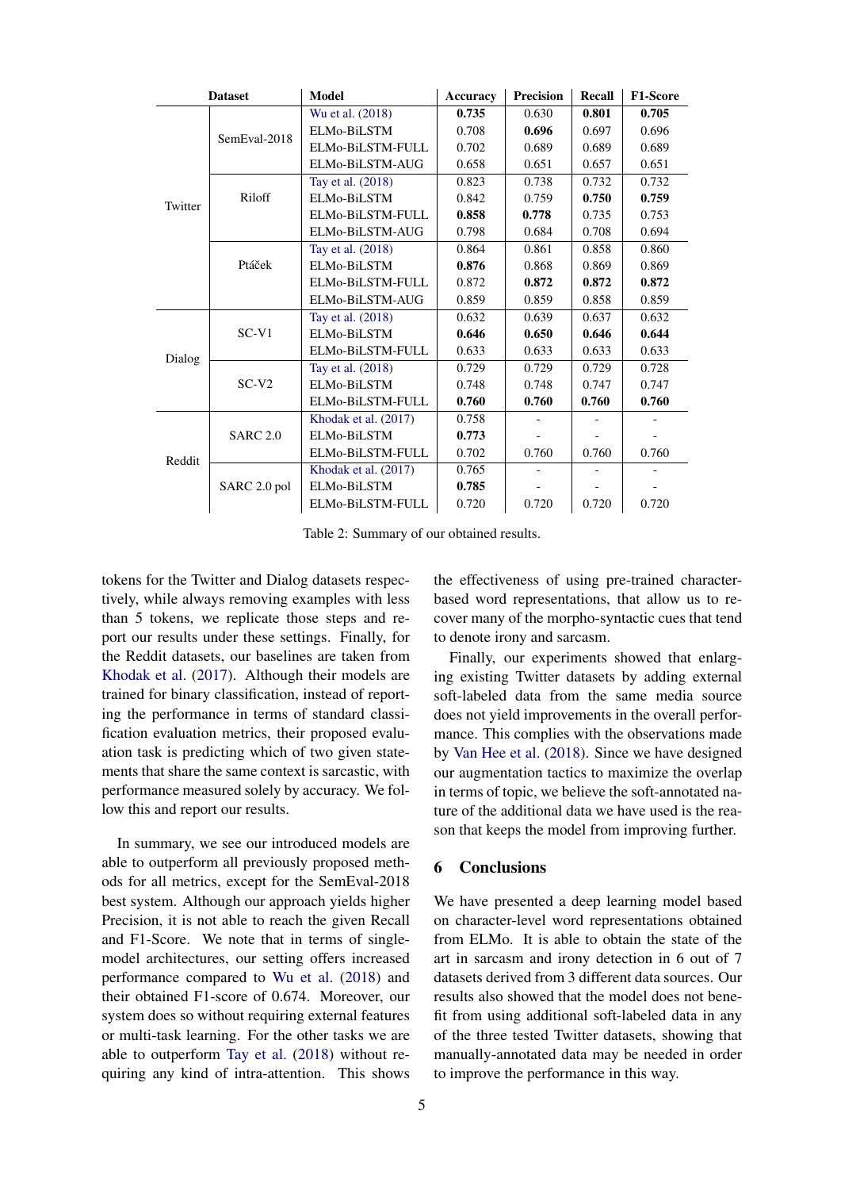| Dataset | | Model | Accuracy | Precision | Recall | F1-Score |
|---|---|---|---|---|---|---|
| Twitter | SemEval-2018 | Wu et al. (2018) | **0.735** | 0.630 | **0.801** | **0.705** |
| | | ELMo-BiLSTM | 0.708 | **0.696** | 0.697 | 0.696 |
| | | ELMo-BiLSTM-FULL | 0.702 | 0.689 | 0.689 | 0.689 |
| | | ELMo-BiLSTM-AUG | 0.658 | 0.651 | 0.657 | 0.651 |
| | Riloff | Tay et al. (2018) | 0.823 | 0.738 | 0.732 | 0.732 |
| | | ELMo-BiLSTM | 0.842 | 0.759 | **0.750** | **0.759** |
| | | ELMo-BiLSTM-FULL | **0.858** | **0.778** | 0.735 | 0.753 |
| | | ELMo-BiLSTM-AUG | 0.798 | 0.684 | 0.708 | 0.694 |
| | Ptáček | Tay et al. (2018) | 0.864 | 0.861 | 0.858 | 0.860 |
| | | ELMo-BiLSTM | **0.876** | 0.868 | 0.869 | 0.869 |
| | | ELMo-BiLSTM-FULL | 0.872 | **0.872** | **0.872** | **0.872** |
| | | ELMo-BiLSTM-AUG | 0.859 | 0.859 | 0.858 | 0.859 |
| Dialog | SC-V1 | Tay et al. (2018) | 0.632 | 0.639 | 0.637 | 0.632 |
| | | ELMo-BiLSTM | **0.646** | **0.650** | **0.646** | **0.644** |
| | | ELMo-BiLSTM-FULL | 0.633 | 0.633 | 0.633 | 0.633 |
| | SC-V2 | Tay et al. (2018) | 0.729 | 0.729 | 0.729 | 0.728 |
| | | ELMo-BiLSTM | 0.748 | 0.748 | 0.747 | 0.747 |
| | | ELMo-BiLSTM-FULL | **0.760** | **0.760** | **0.760** | **0.760** |
| Reddit | SARC 2.0 | Khodak et al. (2017) | 0.758 | - | - | - |
| | | ELMo-BiLSTM | **0.773** | - | - | - |
| | | ELMo-BiLSTM-FULL | 0.702 | 0.760 | 0.760 | 0.760 |
| | SARC 2.0 pol | Khodak et al. (2017) | 0.765 | - | - | - |
| | | ELMo-BiLSTM | **0.785** | - | - | - |
| | | ELMo-BiLSTM-FULL | 0.720 | 0.720 | 0.720 | 0.720 |

Table 2: Summary of our obtained results.

tokens for the Twitter and Dialog datasets respectively, while always removing examples with less than 5 tokens, we replicate those steps and report our results under these settings. Finally, for the Reddit datasets, our baselines are taken from Khodak et al. (2017). Although their models are trained for binary classification, instead of reporting the performance in terms of standard classification evaluation metrics, their proposed evaluation task is predicting which of two given statements that share the same context is sarcastic, with performance measured solely by accuracy. We follow this and report our results.

In summary, we see our introduced models are able to outperform all previously proposed methods for all metrics, except for the SemEval-2018 best system. Although our approach yields higher Precision, it is not able to reach the given Recall and F1-Score. We note that in terms of single-model architectures, our setting offers increased performance compared to Wu et al. (2018) and their obtained F1-score of 0.674. Moreover, our system does so without requiring external features or multi-task learning. For the other tasks we are able to outperform Tay et al. (2018) without requiring any kind of intra-attention. This shows the effectiveness of using pre-trained character-based word representations, that allow us to recover many of the morpho-syntactic cues that tend to denote irony and sarcasm.

Finally, our experiments showed that enlarging existing Twitter datasets by adding external soft-labeled data from the same media source does not yield improvements in the overall performance. This complies with the observations made by Van Hee et al. (2018). Since we have designed our augmentation tactics to maximize the overlap in terms of topic, we believe the soft-annotated nature of the additional data we have used is the reason that keeps the model from improving further.

## 6 Conclusions

We have presented a deep learning model based on character-level word representations obtained from ELMo. It is able to obtain the state of the art in sarcasm and irony detection in 6 out of 7 datasets derived from 3 different data sources. Our results also showed that the model does not benefit from using additional soft-labeled data in any of the three tested Twitter datasets, showing that manually-annotated data may be needed in order to improve the performance in this way.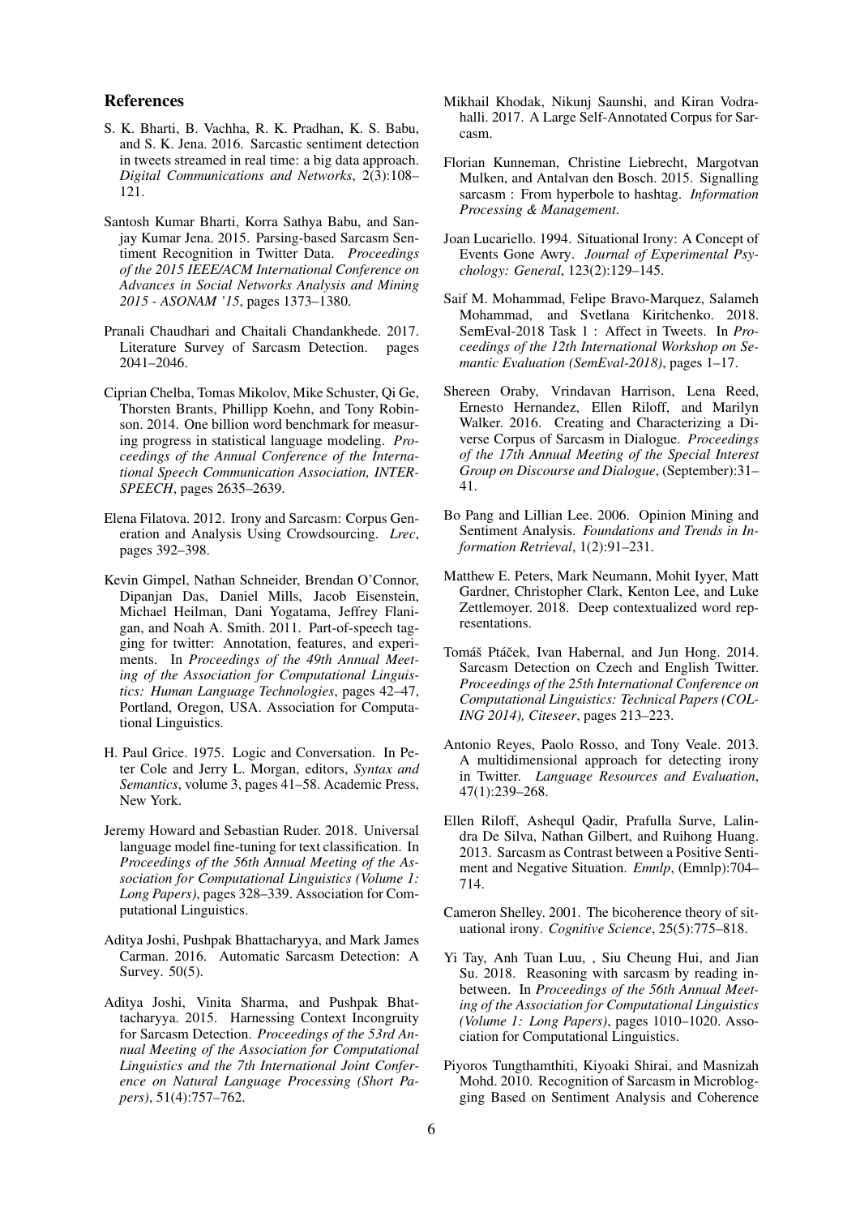## References

S. K. Bharti, B. Vachha, R. K. Pradhan, K. S. Babu, and S. K. Jena. 2016. Sarcastic sentiment detection in tweets streamed in real time: a big data approach. *Digital Communications and Networks*, 2(3):108–121.

Santosh Kumar Bharti, Korra Sathya Babu, and Sanjay Kumar Jena. 2015. Parsing-based Sarcasm Sentiment Recognition in Twitter Data. *Proceedings of the 2015 IEEE/ACM International Conference on Advances in Social Networks Analysis and Mining 2015 - ASONAM '15*, pages 1373–1380.

Pranali Chaudhari and Chaitali Chandankhede. 2017. Literature Survey of Sarcasm Detection. pages 2041–2046.

Ciprian Chelba, Tomas Mikolov, Mike Schuster, Qi Ge, Thorsten Brants, Phillipp Koehn, and Tony Robinson. 2014. One billion word benchmark for measuring progress in statistical language modeling. *Proceedings of the Annual Conference of the International Speech Communication Association, INTERSPEECH*, pages 2635–2639.

Elena Filatova. 2012. Irony and Sarcasm: Corpus Generation and Analysis Using Crowdsourcing. *Lrec*, pages 392–398.

Kevin Gimpel, Nathan Schneider, Brendan O'Connor, Dipanjan Das, Daniel Mills, Jacob Eisenstein, Michael Heilman, Dani Yogatama, Jeffrey Flanigan, and Noah A. Smith. 2011. Part-of-speech tagging for twitter: Annotation, features, and experiments. In *Proceedings of the 49th Annual Meeting of the Association for Computational Linguistics: Human Language Technologies*, pages 42–47, Portland, Oregon, USA. Association for Computational Linguistics.

H. Paul Grice. 1975. Logic and Conversation. In Peter Cole and Jerry L. Morgan, editors, *Syntax and Semantics*, volume 3, pages 41–58. Academic Press, New York.

Jeremy Howard and Sebastian Ruder. 2018. Universal language model fine-tuning for text classification. In *Proceedings of the 56th Annual Meeting of the Association for Computational Linguistics (Volume 1: Long Papers)*, pages 328–339. Association for Computational Linguistics.

Aditya Joshi, Pushpak Bhattacharyya, and Mark James Carman. 2016. Automatic Sarcasm Detection: A Survey. 50(5).

Aditya Joshi, Vinita Sharma, and Pushpak Bhattacharyya. 2015. Harnessing Context Incongruity for Sarcasm Detection. *Proceedings of the 53rd Annual Meeting of the Association for Computational Linguistics and the 7th International Joint Conference on Natural Language Processing (Short Papers)*, 51(4):757–762.

Mikhail Khodak, Nikunj Saunshi, and Kiran Vodrahalli. 2017. A Large Self-Annotated Corpus for Sarcasm.

Florian Kunneman, Christine Liebrecht, Margotvan Mulken, and Antalvan den Bosch. 2015. Signalling sarcasm : From hyperbole to hashtag. *Information Processing & Management*.

Joan Lucariello. 1994. Situational Irony: A Concept of Events Gone Awry. *Journal of Experimental Psychology: General*, 123(2):129–145.

Saif M. Mohammad, Felipe Bravo-Marquez, Salameh Mohammad, and Svetlana Kiritchenko. 2018. SemEval-2018 Task 1 : Affect in Tweets. In *Proceedings of the 12th International Workshop on Semantic Evaluation (SemEval-2018)*, pages 1–17.

Shereen Oraby, Vrindavan Harrison, Lena Reed, Ernesto Hernandez, Ellen Riloff, and Marilyn Walker. 2016. Creating and Characterizing a Diverse Corpus of Sarcasm in Dialogue. *Proceedings of the 17th Annual Meeting of the Special Interest Group on Discourse and Dialogue*, (September):31–41.

Bo Pang and Lillian Lee. 2006. Opinion Mining and Sentiment Analysis. *Foundations and Trends in Information Retrieval*, 1(2):91–231.

Matthew E. Peters, Mark Neumann, Mohit Iyyer, Matt Gardner, Christopher Clark, Kenton Lee, and Luke Zettlemoyer. 2018. Deep contextualized word representations.

Tomáš Ptáček, Ivan Habernal, and Jun Hong. 2014. Sarcasm Detection on Czech and English Twitter. *Proceedings of the 25th International Conference on Computational Linguistics: Technical Papers (COLING 2014), Citeseer*, pages 213–223.

Antonio Reyes, Paolo Rosso, and Tony Veale. 2013. A multidimensional approach for detecting irony in Twitter. *Language Resources and Evaluation*, 47(1):239–268.

Ellen Riloff, Ashequl Qadir, Prafulla Surve, Lalindra De Silva, Nathan Gilbert, and Ruihong Huang. 2013. Sarcasm as Contrast between a Positive Sentiment and Negative Situation. *Emnlp*, (Emnlp):704–714.

Cameron Shelley. 2001. The bicoherence theory of situational irony. *Cognitive Science*, 25(5):775–818.

Yi Tay, Anh Tuan Luu, , Siu Cheung Hui, and Jian Su. 2018. Reasoning with sarcasm by reading inbetween. In *Proceedings of the 56th Annual Meeting of the Association for Computational Linguistics (Volume 1: Long Papers)*, pages 1010–1020. Association for Computational Linguistics.

Piyoros Tungthamthiti, Kiyoaki Shirai, and Masnizah Mohd. 2010. Recognition of Sarcasm in Microblogging Based on Sentiment Analysis and Coherence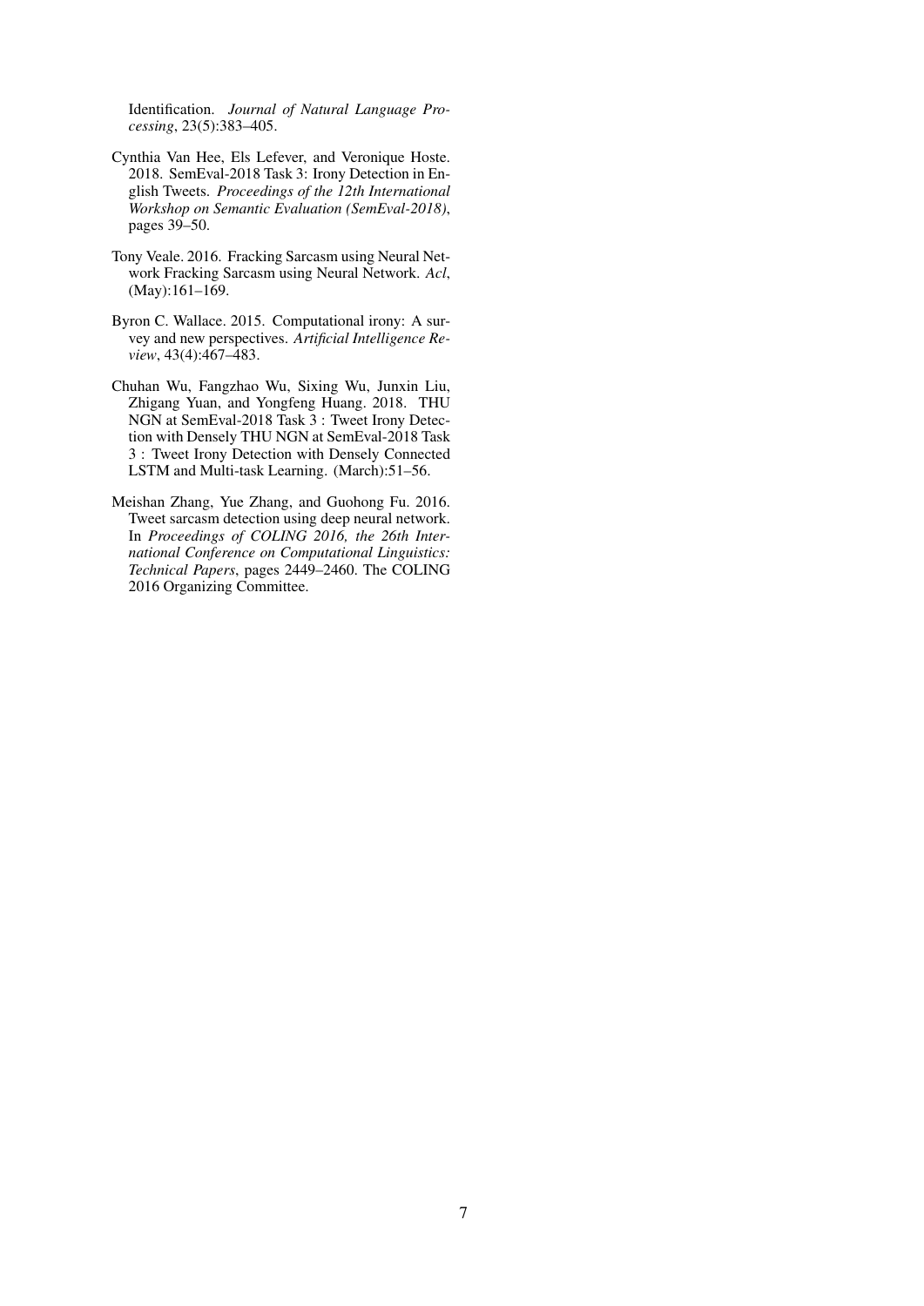Identification. *Journal of Natural Language Processing*, 23(5):383–405.

Cynthia Van Hee, Els Lefever, and Veronique Hoste. 2018. SemEval-2018 Task 3: Irony Detection in English Tweets. *Proceedings of the 12th International Workshop on Semantic Evaluation (SemEval-2018)*, pages 39–50.

Tony Veale. 2016. Fracking Sarcasm using Neural Network Fracking Sarcasm using Neural Network. *Acl*, (May):161–169.

Byron C. Wallace. 2015. Computational irony: A survey and new perspectives. *Artificial Intelligence Review*, 43(4):467–483.

Chuhan Wu, Fangzhao Wu, Sixing Wu, Junxin Liu, Zhigang Yuan, and Yongfeng Huang. 2018. THU NGN at SemEval-2018 Task 3 : Tweet Irony Detection with Densely THU NGN at SemEval-2018 Task 3 : Tweet Irony Detection with Densely Connected LSTM and Multi-task Learning. (March):51–56.

Meishan Zhang, Yue Zhang, and Guohong Fu. 2016. Tweet sarcasm detection using deep neural network. In *Proceedings of COLING 2016, the 26th International Conference on Computational Linguistics: Technical Papers*, pages 2449–2460. The COLING 2016 Organizing Committee.